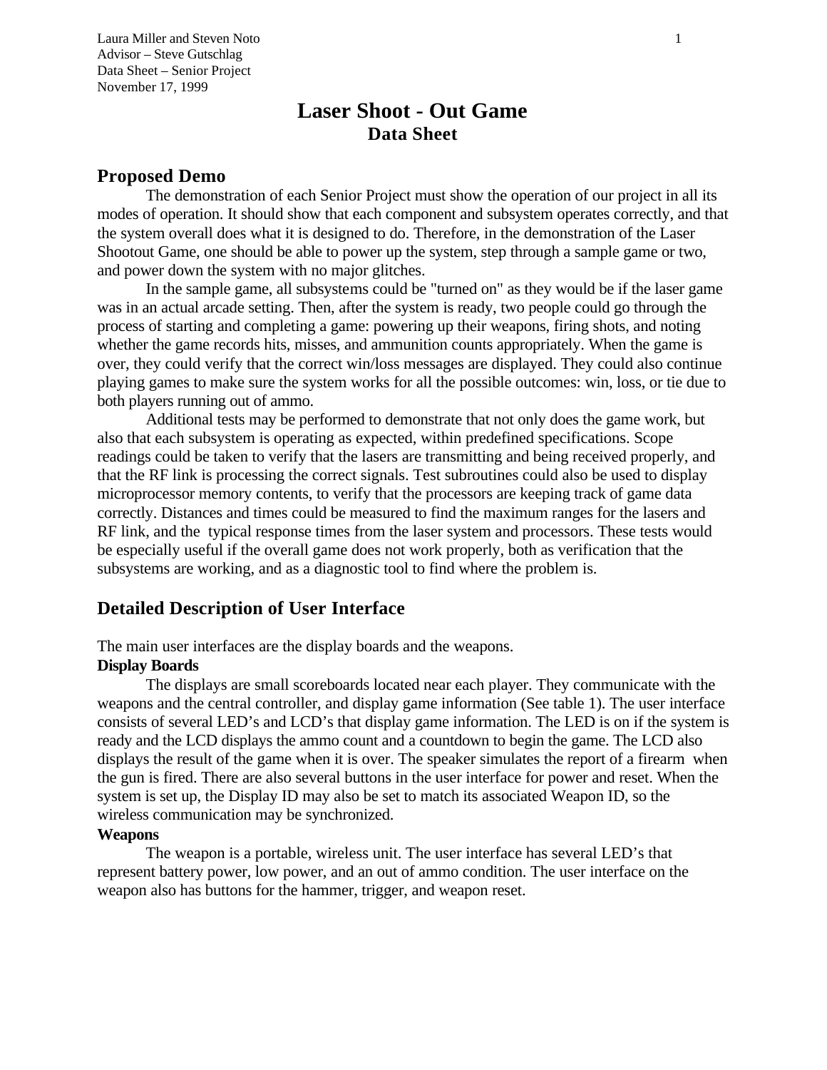Laura Miller and Steven Noto
Advisor – Steve Gutschlag
Data Sheet – Senior Project
November 17, 1999

# Laser Shoot - Out Game
## Data Sheet

## Proposed Demo

The demonstration of each Senior Project must show the operation of our project in all its modes of operation. It should show that each component and subsystem operates correctly, and that the system overall does what it is designed to do. Therefore, in the demonstration of the Laser Shootout Game, one should be able to power up the system, step through a sample game or two, and power down the system with no major glitches.

In the sample game, all subsystems could be "turned on" as they would be if the laser game was in an actual arcade setting. Then, after the system is ready, two people could go through the process of starting and completing a game: powering up their weapons, firing shots, and noting whether the game records hits, misses, and ammunition counts appropriately. When the game is over, they could verify that the correct win/loss messages are displayed. They could also continue playing games to make sure the system works for all the possible outcomes: win, loss, or tie due to both players running out of ammo.

Additional tests may be performed to demonstrate that not only does the game work, but also that each subsystem is operating as expected, within predefined specifications. Scope readings could be taken to verify that the lasers are transmitting and being received properly, and that the RF link is processing the correct signals. Test subroutines could also be used to display microprocessor memory contents, to verify that the processors are keeping track of game data correctly. Distances and times could be measured to find the maximum ranges for the lasers and RF link, and the typical response times from the laser system and processors. These tests would be especially useful if the overall game does not work properly, both as verification that the subsystems are working, and as a diagnostic tool to find where the problem is.

## Detailed Description of User Interface

The main user interfaces are the display boards and the weapons.

**Display Boards**

The displays are small scoreboards located near each player. They communicate with the weapons and the central controller, and display game information (See table 1). The user interface consists of several LED's and LCD's that display game information. The LED is on if the system is ready and the LCD displays the ammo count and a countdown to begin the game. The LCD also displays the result of the game when it is over. The speaker simulates the report of a firearm when the gun is fired. There are also several buttons in the user interface for power and reset. When the system is set up, the Display ID may also be set to match its associated Weapon ID, so the wireless communication may be synchronized.

**Weapons**

The weapon is a portable, wireless unit. The user interface has several LED's that represent battery power, low power, and an out of ammo condition. The user interface on the weapon also has buttons for the hammer, trigger, and weapon reset.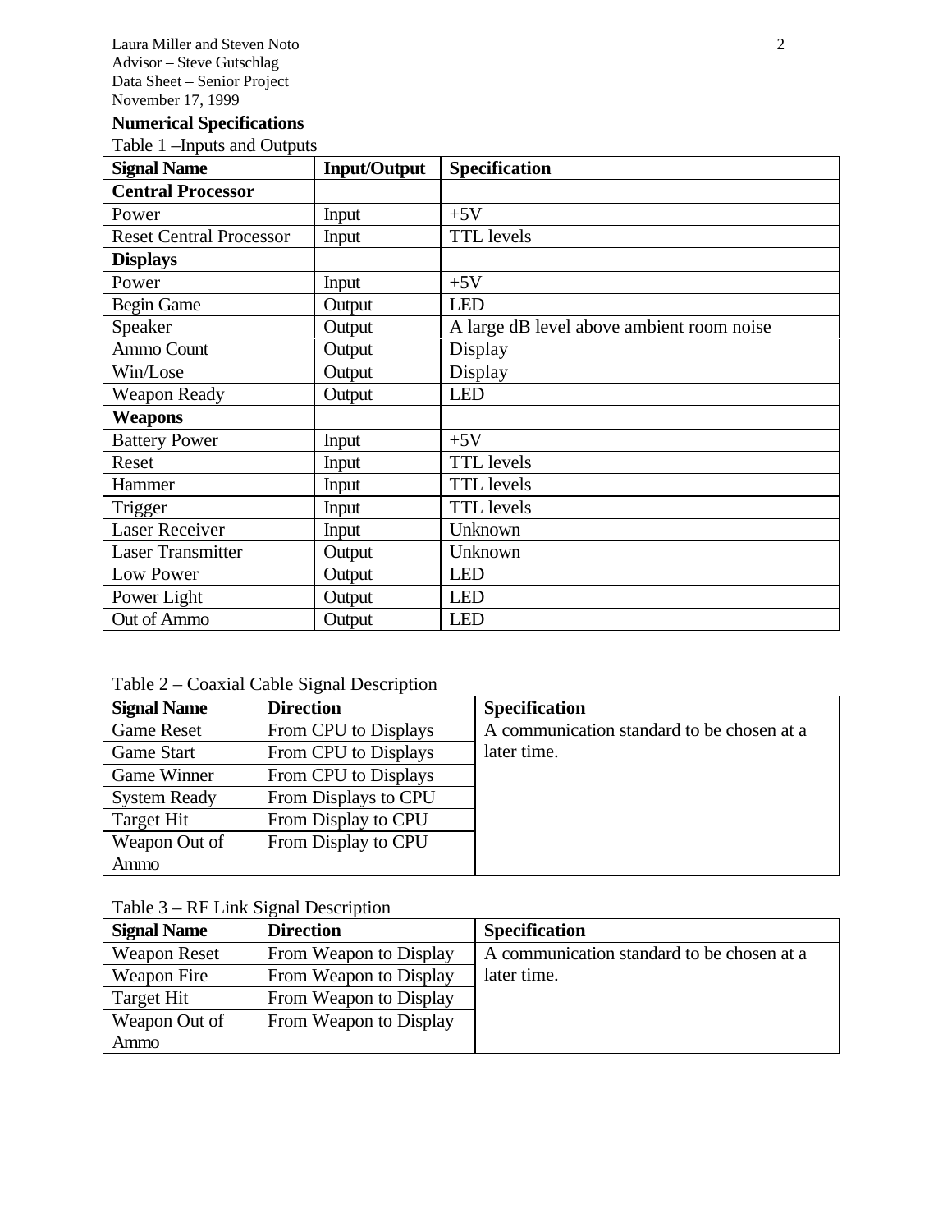Laura Miller and Steven Noto
Advisor – Steve Gutschlag
Data Sheet – Senior Project
November 17, 1999

**Numerical Specifications**

Table 1 –Inputs and Outputs

| Signal Name | Input/Output | Specification |
|---|---|---|
| **Central Processor** | | |
| Power | Input | +5V |
| Reset Central Processor | Input | TTL levels |
| **Displays** | | |
| Power | Input | +5V |
| Begin Game | Output | LED |
| Speaker | Output | A large dB level above ambient room noise |
| Ammo Count | Output | Display |
| Win/Lose | Output | Display |
| Weapon Ready | Output | LED |
| **Weapons** | | |
| Battery Power | Input | +5V |
| Reset | Input | TTL levels |
| Hammer | Input | TTL levels |
| Trigger | Input | TTL levels |
| Laser Receiver | Input | Unknown |
| Laser Transmitter | Output | Unknown |
| Low Power | Output | LED |
| Power Light | Output | LED |
| Out of Ammo | Output | LED |

Table 2 – Coaxial Cable Signal Description

| Signal Name | Direction | Specification |
|---|---|---|
| Game Reset | From CPU to Displays | A communication standard to be chosen at a later time. |
| Game Start | From CPU to Displays | |
| Game Winner | From CPU to Displays | |
| System Ready | From Displays to CPU | |
| Target Hit | From Display to CPU | |
| Weapon Out of Ammo | From Display to CPU | |

Table 3 – RF Link Signal Description

| Signal Name | Direction | Specification |
|---|---|---|
| Weapon Reset | From Weapon to Display | A communication standard to be chosen at a later time. |
| Weapon Fire | From Weapon to Display | |
| Target Hit | From Weapon to Display | |
| Weapon Out of Ammo | From Weapon to Display | |